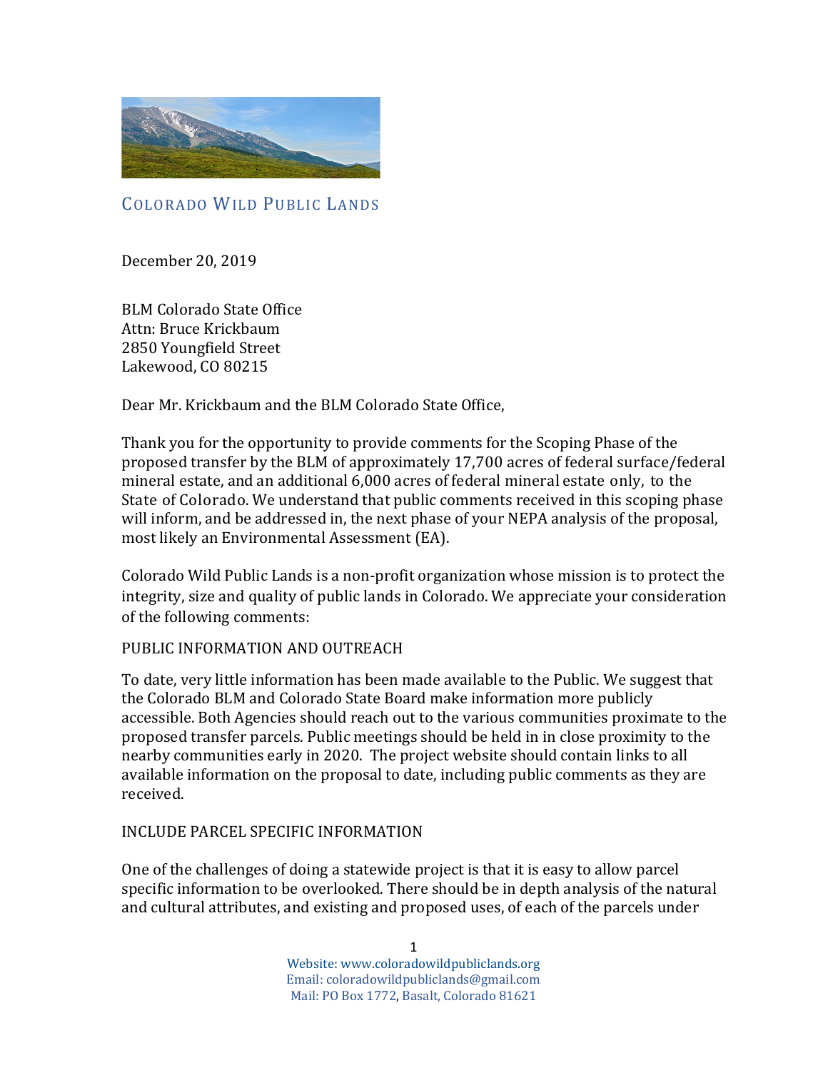COLORADO WILD PUBLIC LANDS

December 20, 2019

BLM Colorado State Office
Attn: Bruce Krickbaum
2850 Youngfield Street
Lakewood, CO 80215

Dear Mr. Krickbaum and the BLM Colorado State Office,

Thank you for the opportunity to provide comments for the Scoping Phase of the proposed transfer by the BLM of approximately 17,700 acres of federal surface/federal mineral estate, and an additional 6,000 acres of federal mineral estate only, to the State of Colorado. We understand that public comments received in this scoping phase will inform, and be addressed in, the next phase of your NEPA analysis of the proposal, most likely an Environmental Assessment (EA).

Colorado Wild Public Lands is a non-profit organization whose mission is to protect the integrity, size and quality of public lands in Colorado. We appreciate your consideration of the following comments:

PUBLIC INFORMATION AND OUTREACH

To date, very little information has been made available to the Public. We suggest that the Colorado BLM and Colorado State Board make information more publicly accessible. Both Agencies should reach out to the various communities proximate to the proposed transfer parcels. Public meetings should be held in in close proximity to the nearby communities early in 2020. The project website should contain links to all available information on the proposal to date, including public comments as they are received.

INCLUDE PARCEL SPECIFIC INFORMATION

One of the challenges of doing a statewide project is that it is easy to allow parcel specific information to be overlooked. There should be in depth analysis of the natural and cultural attributes, and existing and proposed uses, of each of the parcels under

Website: www.coloradowildpubliclands.org
Email: coloradowildpubliclands@gmail.com
Mail: PO Box 1772, Basalt, Colorado 81621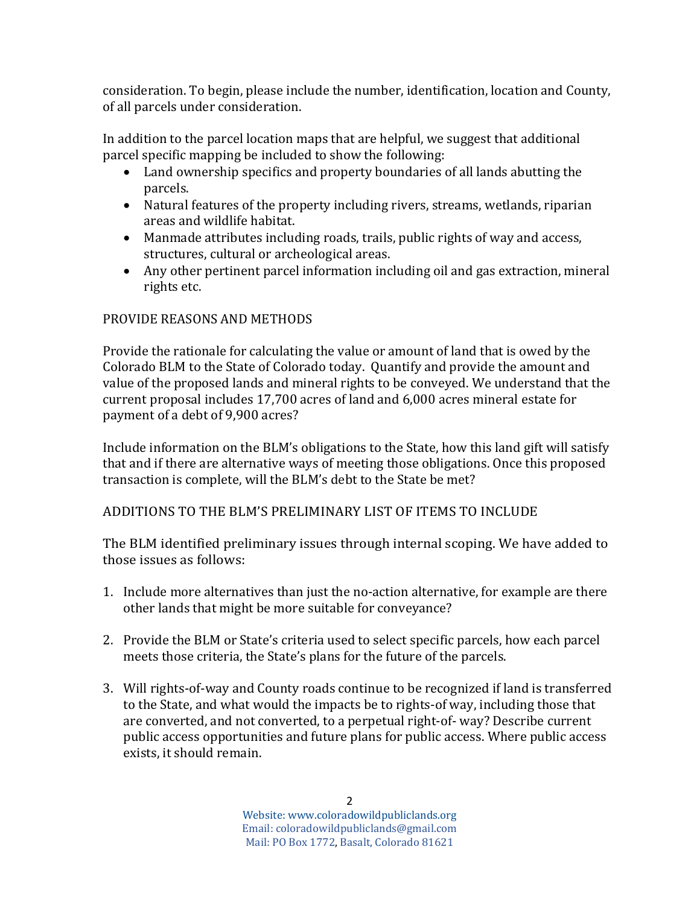consideration. To begin, please include the number, identification, location and County, of all parcels under consideration.

In addition to the parcel location maps that are helpful, we suggest that additional parcel specific mapping be included to show the following:

- Land ownership specifics and property boundaries of all lands abutting the parcels.
- Natural features of the property including rivers, streams, wetlands, riparian areas and wildlife habitat.
- Manmade attributes including roads, trails, public rights of way and access, structures, cultural or archeological areas.
- Any other pertinent parcel information including oil and gas extraction, mineral rights etc.

PROVIDE REASONS AND METHODS

Provide the rationale for calculating the value or amount of land that is owed by the Colorado BLM to the State of Colorado today. Quantify and provide the amount and value of the proposed lands and mineral rights to be conveyed. We understand that the current proposal includes 17,700 acres of land and 6,000 acres mineral estate for payment of a debt of 9,900 acres?

Include information on the BLM's obligations to the State, how this land gift will satisfy that and if there are alternative ways of meeting those obligations. Once this proposed transaction is complete, will the BLM's debt to the State be met?

ADDITIONS TO THE BLM'S PRELIMINARY LIST OF ITEMS TO INCLUDE

The BLM identified preliminary issues through internal scoping. We have added to those issues as follows:

1. Include more alternatives than just the no-action alternative, for example are there other lands that might be more suitable for conveyance?

2. Provide the BLM or State's criteria used to select specific parcels, how each parcel meets those criteria, the State's plans for the future of the parcels.

3. Will rights-of-way and County roads continue to be recognized if land is transferred to the State, and what would the impacts be to rights-of way, including those that are converted, and not converted, to a perpetual right-of- way? Describe current public access opportunities and future plans for public access. Where public access exists, it should remain.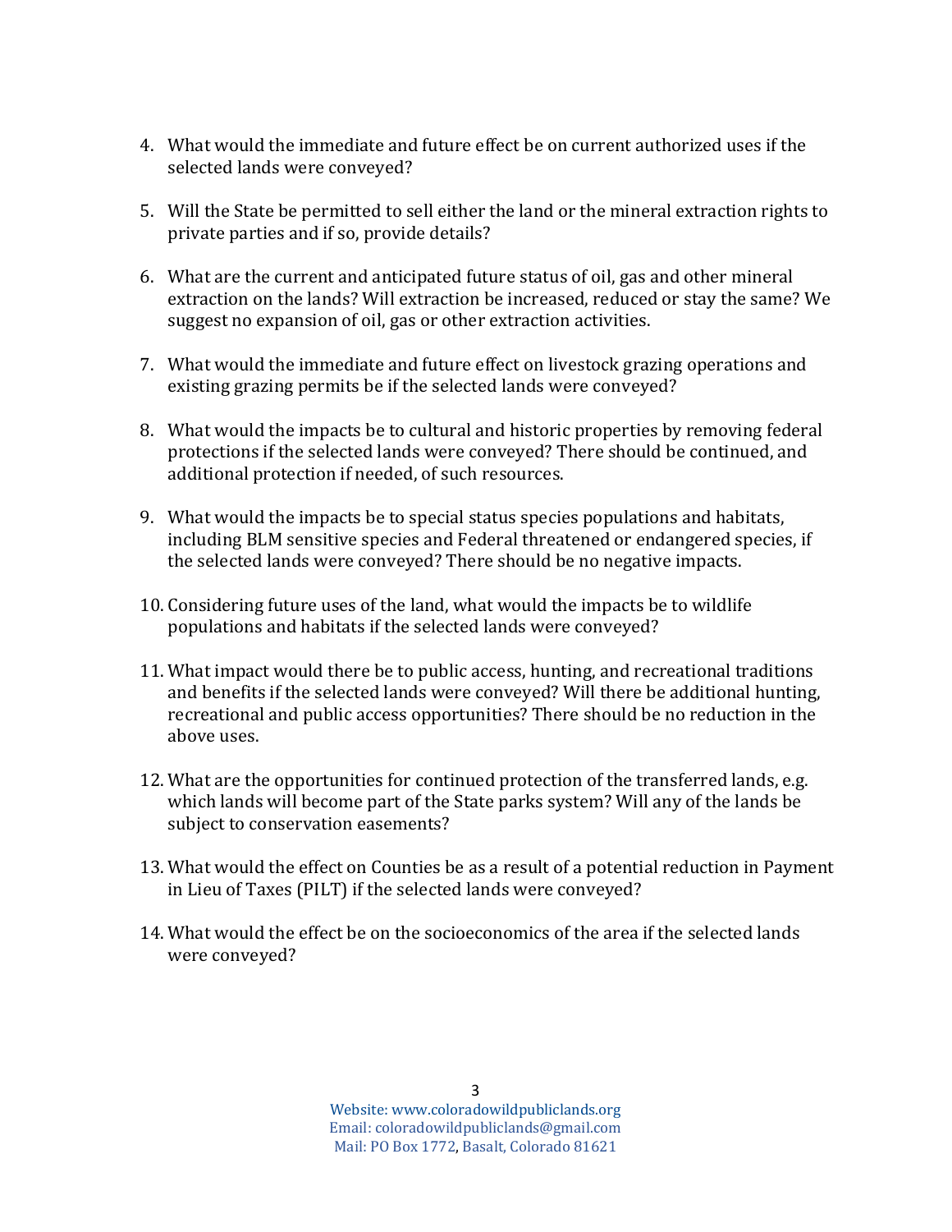4. What would the immediate and future effect be on current authorized uses if the selected lands were conveyed?

5. Will the State be permitted to sell either the land or the mineral extraction rights to private parties and if so, provide details?

6. What are the current and anticipated future status of oil, gas and other mineral extraction on the lands? Will extraction be increased, reduced or stay the same? We suggest no expansion of oil, gas or other extraction activities.

7. What would the immediate and future effect on livestock grazing operations and existing grazing permits be if the selected lands were conveyed?

8. What would the impacts be to cultural and historic properties by removing federal protections if the selected lands were conveyed? There should be continued, and additional protection if needed, of such resources.

9. What would the impacts be to special status species populations and habitats, including BLM sensitive species and Federal threatened or endangered species, if the selected lands were conveyed? There should be no negative impacts.

10. Considering future uses of the land, what would the impacts be to wildlife populations and habitats if the selected lands were conveyed?

11. What impact would there be to public access, hunting, and recreational traditions and benefits if the selected lands were conveyed? Will there be additional hunting, recreational and public access opportunities? There should be no reduction in the above uses.

12. What are the opportunities for continued protection of the transferred lands, e.g. which lands will become part of the State parks system? Will any of the lands be subject to conservation easements?

13. What would the effect on Counties be as a result of a potential reduction in Payment in Lieu of Taxes (PILT) if the selected lands were conveyed?

14. What would the effect be on the socioeconomics of the area if the selected lands were conveyed?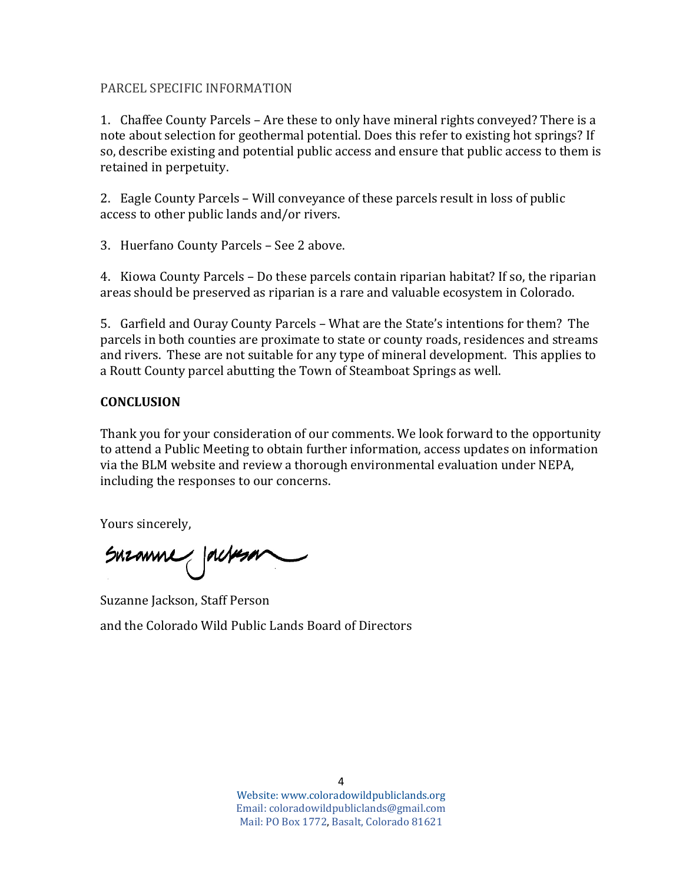PARCEL SPECIFIC INFORMATION

1. Chaffee County Parcels – Are these to only have mineral rights conveyed? There is a note about selection for geothermal potential. Does this refer to existing hot springs? If so, describe existing and potential public access and ensure that public access to them is retained in perpetuity.

2. Eagle County Parcels – Will conveyance of these parcels result in loss of public access to other public lands and/or rivers.

3. Huerfano County Parcels – See 2 above.

4. Kiowa County Parcels – Do these parcels contain riparian habitat? If so, the riparian areas should be preserved as riparian is a rare and valuable ecosystem in Colorado.

5. Garfield and Ouray County Parcels – What are the State's intentions for them? The parcels in both counties are proximate to state or county roads, residences and streams and rivers. These are not suitable for any type of mineral development. This applies to a Routt County parcel abutting the Town of Steamboat Springs as well.

**CONCLUSION**

Thank you for your consideration of our comments. We look forward to the opportunity to attend a Public Meeting to obtain further information, access updates on information via the BLM website and review a thorough environmental evaluation under NEPA, including the responses to our concerns.

Yours sincerely,

Suzanne Jackson

Suzanne Jackson, Staff Person

and the Colorado Wild Public Lands Board of Directors

Website: www.coloradowildpubliclands.org
Email: coloradowildpubliclands@gmail.com
Mail: PO Box 1772, Basalt, Colorado 81621